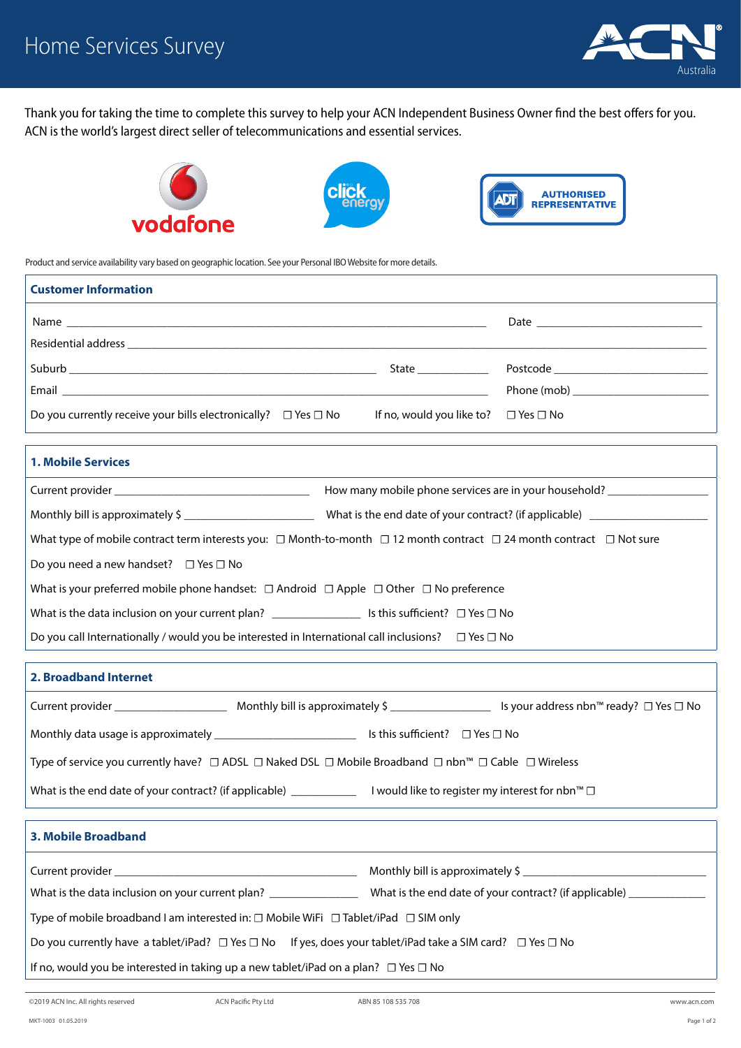# Home Services Survey

Thank you for taking the time to complete this survey to help your ACN Independent Business Owner find the best offers for you. ACN is the world's largest direct seller of telecommunications and essential services.

Product and service availability vary based on geographic location. See your Personal IBO Website for more details.

## Customer Information

Name ______________________________ Date ______________

Residential address ______________________________

Suburb ______________________ State __________ Postcode ______________

Email ______________________________ Phone (mob) ______________

Do you currently receive your bills electronically? ☐ Yes ☐ No    If no, would you like to? ☐ Yes ☐ No

## 1. Mobile Services

Current provider ______________________ How many mobile phone services are in your household? ______________

Monthly bill is approximately $ ______________ What is the end date of your contract? (if applicable) ______________

What type of mobile contract term interests you: ☐ Month-to-month ☐ 12 month contract ☐ 24 month contract ☐ Not sure

Do you need a new handset? ☐ Yes ☐ No

What is your preferred mobile phone handset: ☐ Android ☐ Apple ☐ Other ☐ No preference

What is the data inclusion on your current plan? ______________ Is this sufficient? ☐ Yes ☐ No

Do you call Internationally / would you be interested in International call inclusions? ☐ Yes ☐ No

## 2. Broadband Internet

Current provider ______________ Monthly bill is approximately $ ______________ Is your address nbn™ ready? ☐ Yes ☐ No

Monthly data usage is approximately ______________ Is this sufficient? ☐ Yes ☐ No

Type of service you currently have? ☐ ADSL ☐ Naked DSL ☐ Mobile Broadband ☐ nbn™ ☐ Cable ☐ Wireless

What is the end date of your contract? (if applicable) __________ I would like to register my interest for nbn™ ☐

## 3. Mobile Broadband

Current provider ______________________ Monthly bill is approximately $ ______________

What is the data inclusion on your current plan? ______________ What is the end date of your contract? (if applicable) ______________

Type of mobile broadband I am interested in: ☐ Mobile WiFi ☐ Tablet/iPad ☐ SIM only

Do you currently have a tablet/iPad? ☐ Yes ☐ No    If yes, does your tablet/iPad take a SIM card? ☐ Yes ☐ No

If no, would you be interested in taking up a new tablet/iPad on a plan? ☐ Yes ☐ No

©2019 ACN Inc. All rights reserved    ACN Pacific Pty Ltd    ABN 85 108 535 708    www.acn.com

MKT-1003 01.05.2019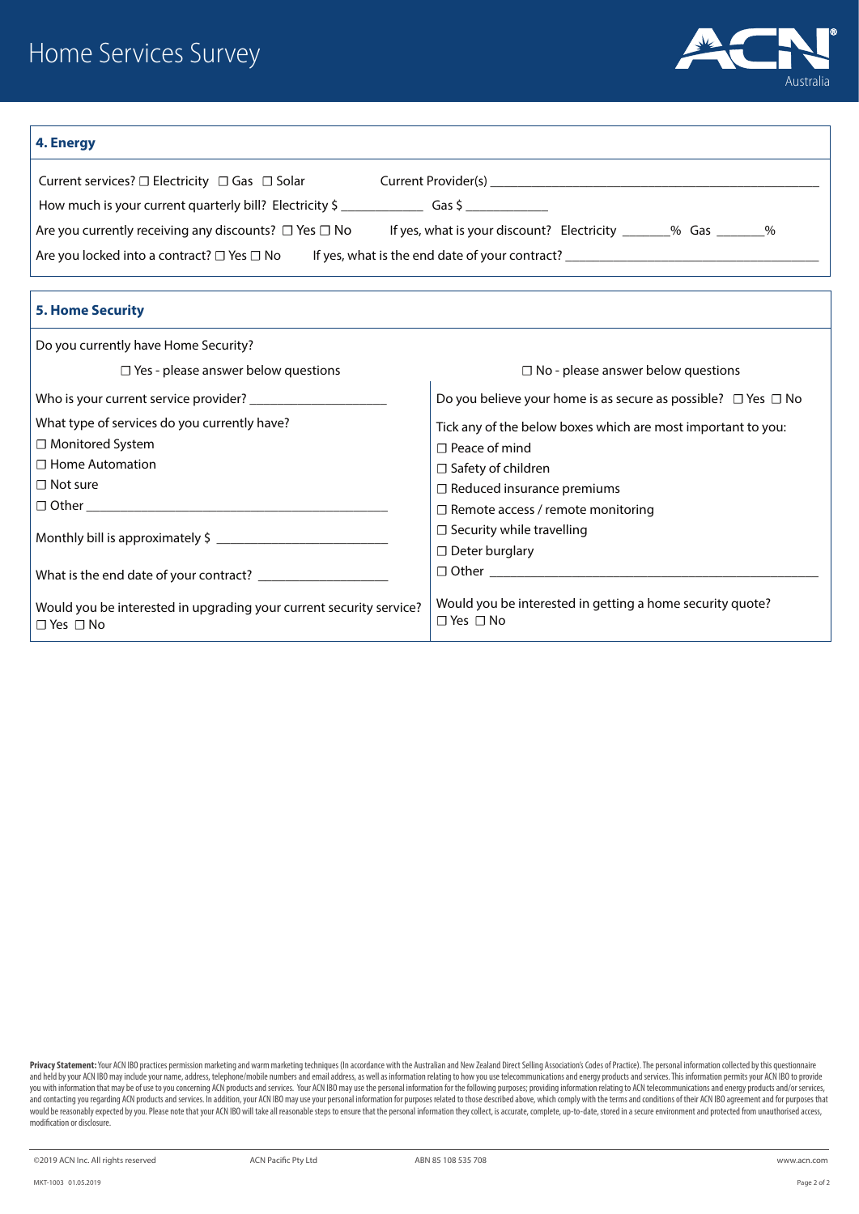# Home Services Survey

ACN Australia

## 4. Energy

Current services? ☐ Electricity ☐ Gas ☐ Solar Current Provider(s) ______________________________

How much is your current quarterly bill? Electricity $ ____________ Gas $ ____________

Are you currently receiving any discounts? ☐ Yes ☐ No If yes, what is your discount? Electricity _______% Gas _______%

Are you locked into a contract? ☐ Yes ☐ No If yes, what is the end date of your contract? ______________________________

## 5. Home Security

Do you currently have Home Security?

| ☐ Yes - please answer below questions | ☐ No - please answer below questions |
|---|---|
| Who is your current service provider? ____________________ | Do you believe your home is as secure as possible? ☐ Yes ☐ No |
| What type of services do you currently have?<br>☐ Monitored System<br>☐ Home Automation<br>☐ Not sure<br>☐ Other ______________________________ | Tick any of the below boxes which are most important to you:<br>☐ Peace of mind<br>☐ Safety of children<br>☐ Reduced insurance premiums<br>☐ Remote access / remote monitoring<br>☐ Security while travelling<br>☐ Deter burglary<br>☐ Other ______________________________ |
| Monthly bill is approximately $ ____________________ | |
| What is the end date of your contract? ____________________ | |
| Would you be interested in upgrading your current security service?<br>☐ Yes ☐ No | Would you be interested in getting a home security quote?<br>☐ Yes ☐ No |

**Privacy Statement:** Your ACN IBO practices permission marketing and warm marketing techniques (In accordance with the Australian and New Zealand Direct Selling Association's Codes of Practice). The personal information collected by this questionnaire and held by your ACN IBO may include your name, address, telephone/mobile numbers and email address, as well as information relating to how you use telecommunications and energy products and services. This information permits your ACN IBO to provide you with information that may be of use to you concerning ACN products and services. Your ACN IBO may use the personal information for the following purposes; providing information relating to ACN telecommunications and energy products and/or services, and contacting you regarding ACN products and services. In addition, your ACN IBO may use your personal information for purposes related to those described above, which comply with the terms and conditions of their ACN IBO agreement and for purposes that would be reasonably expected by you. Please note that your ACN IBO will take all reasonable steps to ensure that the personal information they collect, is accurate, complete, up-to-date, stored in a secure environment and protected from unauthorised access, modification or disclosure.

©2019 ACN Inc. All rights reserved ACN Pacific Pty Ltd ABN 85 108 535 708 www.acn.com

MKT-1003 01.05.2019